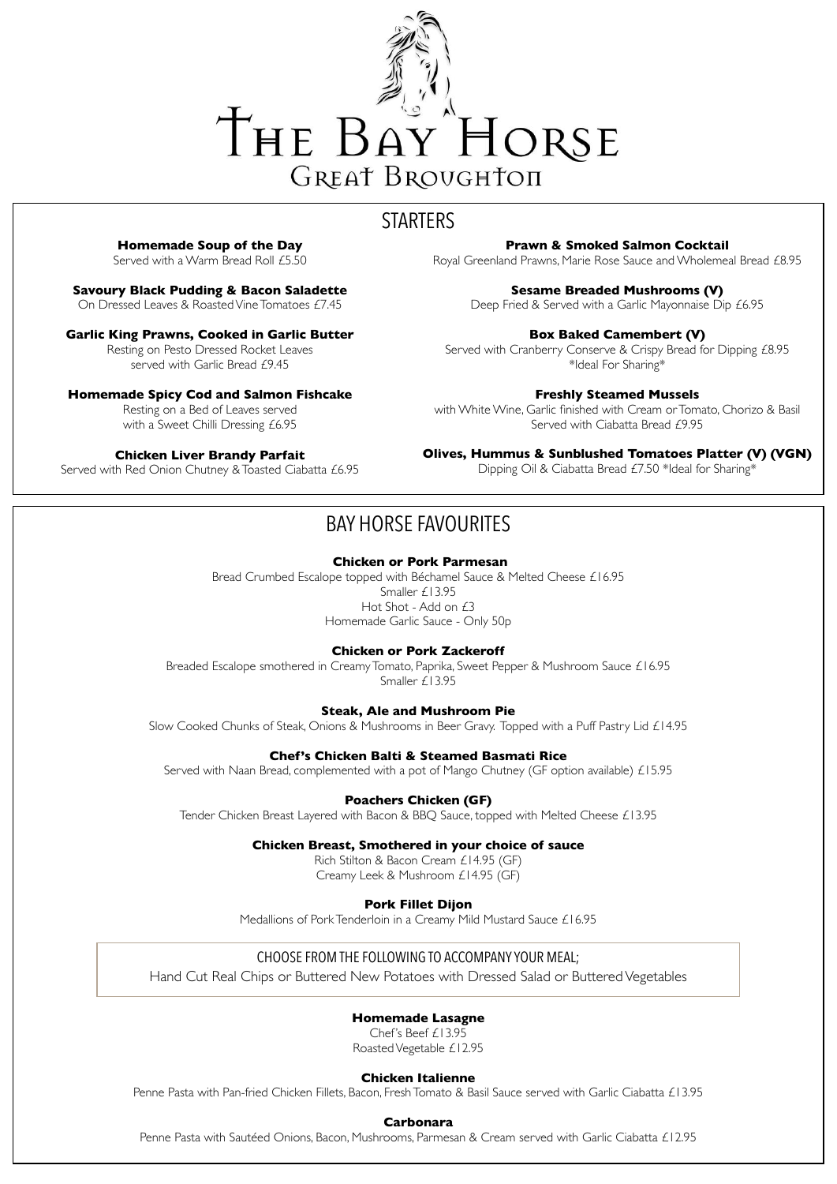# The Bay Horse
## Great Broughton

## STARTERS

**Homemade Soup of the Day**
Served with a Warm Bread Roll £5.50

**Savoury Black Pudding & Bacon Saladette**
On Dressed Leaves & Roasted Vine Tomatoes £7.45

**Garlic King Prawns, Cooked in Garlic Butter**
Resting on Pesto Dressed Rocket Leaves served with Garlic Bread £9.45

**Homemade Spicy Cod and Salmon Fishcake**
Resting on a Bed of Leaves served with a Sweet Chilli Dressing £6.95

**Chicken Liver Brandy Parfait**
Served with Red Onion Chutney & Toasted Ciabatta £6.95

**Prawn & Smoked Salmon Cocktail**
Royal Greenland Prawns, Marie Rose Sauce and Wholemeal Bread £8.95

**Sesame Breaded Mushrooms (V)**
Deep Fried & Served with a Garlic Mayonnaise Dip £6.95

**Box Baked Camembert (V)**
Served with Cranberry Conserve & Crispy Bread for Dipping £8.95
*Ideal For Sharing*

**Freshly Steamed Mussels**
with White Wine, Garlic finished with Cream or Tomato, Chorizo & Basil
Served with Ciabatta Bread £9.95

**Olives, Hummus & Sunblushed Tomatoes Platter (V) (VGN)**
Dipping Oil & Ciabatta Bread £7.50 *Ideal for Sharing*

## BAY HORSE FAVOURITES

**Chicken or Pork Parmesan**
Bread Crumbed Escalope topped with Béchamel Sauce & Melted Cheese £16.95
Smaller £13.95
Hot Shot - Add on £3
Homemade Garlic Sauce - Only 50p

**Chicken or Pork Zackeroff**
Breaded Escalope smothered in Creamy Tomato, Paprika, Sweet Pepper & Mushroom Sauce £16.95
Smaller £13.95

**Steak, Ale and Mushroom Pie**
Slow Cooked Chunks of Steak, Onions & Mushrooms in Beer Gravy. Topped with a Puff Pastry Lid £14.95

**Chef's Chicken Balti & Steamed Basmati Rice**
Served with Naan Bread, complemented with a pot of Mango Chutney (GF option available) £15.95

**Poachers Chicken (GF)**
Tender Chicken Breast Layered with Bacon & BBQ Sauce, topped with Melted Cheese £13.95

**Chicken Breast, Smothered in your choice of sauce**
Rich Stilton & Bacon Cream £14.95 (GF)
Creamy Leek & Mushroom £14.95 (GF)

**Pork Fillet Dijon**
Medallions of Pork Tenderloin in a Creamy Mild Mustard Sauce £16.95

CHOOSE FROM THE FOLLOWING TO ACCOMPANY YOUR MEAL;
Hand Cut Real Chips or Buttered New Potatoes with Dressed Salad or Buttered Vegetables

**Homemade Lasagne**
Chef's Beef £13.95
Roasted Vegetable £12.95

**Chicken Italienne**
Penne Pasta with Pan-fried Chicken Fillets, Bacon, Fresh Tomato & Basil Sauce served with Garlic Ciabatta £13.95

**Carbonara**
Penne Pasta with Sautéed Onions, Bacon, Mushrooms, Parmesan & Cream served with Garlic Ciabatta £12.95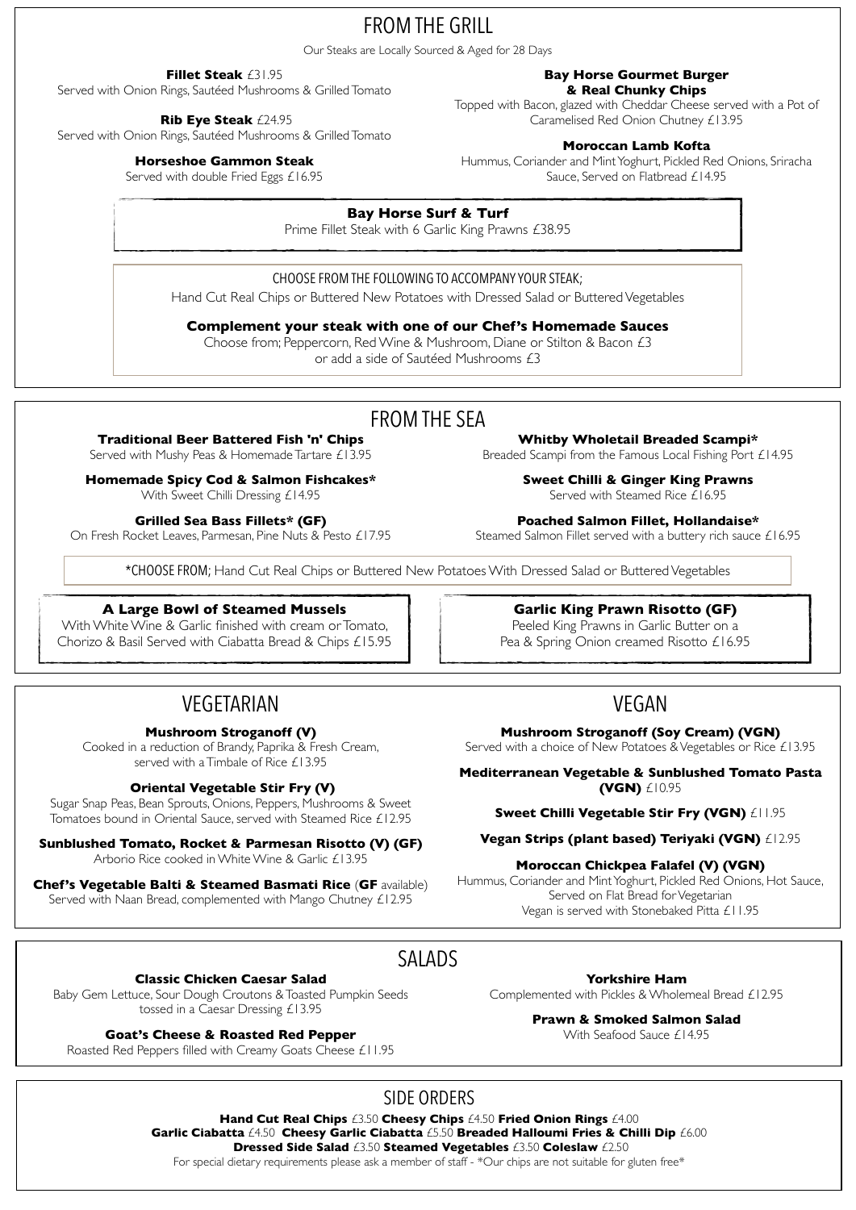# FROM THE GRILL

Our Steaks are Locally Sourced & Aged for 28 Days

**Fillet Steak** £31.95
Served with Onion Rings, Sautéed Mushrooms & Grilled Tomato

**Rib Eye Steak** £24.95
Served with Onion Rings, Sautéed Mushrooms & Grilled Tomato

**Horseshoe Gammon Steak**
Served with double Fried Eggs £16.95

**Bay Horse Gourmet Burger & Real Chunky Chips**
Topped with Bacon, glazed with Cheddar Cheese served with a Pot of Caramelised Red Onion Chutney £13.95

**Moroccan Lamb Kofta**
Hummus, Coriander and Mint Yoghurt, Pickled Red Onions, Sriracha Sauce, Served on Flatbread £14.95

**Bay Horse Surf & Turf**
Prime Fillet Steak with 6 Garlic King Prawns £38.95

CHOOSE FROM THE FOLLOWING TO ACCOMPANY YOUR STEAK;
Hand Cut Real Chips or Buttered New Potatoes with Dressed Salad or Buttered Vegetables

**Complement your steak with one of our Chef's Homemade Sauces**
Choose from; Peppercorn, Red Wine & Mushroom, Diane or Stilton & Bacon £3
or add a side of Sautéed Mushrooms £3

# FROM THE SEA

**Traditional Beer Battered Fish 'n' Chips**
Served with Mushy Peas & Homemade Tartare £13.95

**Homemade Spicy Cod & Salmon Fishcakes***
With Sweet Chilli Dressing £14.95

**Grilled Sea Bass Fillets* (GF)**
On Fresh Rocket Leaves, Parmesan, Pine Nuts & Pesto £17.95

**Whitby Wholetail Breaded Scampi***
Breaded Scampi from the Famous Local Fishing Port £14.95

**Sweet Chilli & Ginger King Prawns**
Served with Steamed Rice £16.95

**Poached Salmon Fillet, Hollandaise***
Steamed Salmon Fillet served with a buttery rich sauce £16.95

*CHOOSE FROM; Hand Cut Real Chips or Buttered New Potatoes With Dressed Salad or Buttered Vegetables

**A Large Bowl of Steamed Mussels**
With White Wine & Garlic finished with cream or Tomato, Chorizo & Basil Served with Ciabatta Bread & Chips £15.95

**Garlic King Prawn Risotto (GF)**
Peeled King Prawns in Garlic Butter on a Pea & Spring Onion creamed Risotto £16.95

# VEGETARIAN

**Mushroom Stroganoff (V)**
Cooked in a reduction of Brandy, Paprika & Fresh Cream, served with a Timbale of Rice £13.95

**Oriental Vegetable Stir Fry (V)**
Sugar Snap Peas, Bean Sprouts, Onions, Peppers, Mushrooms & Sweet Tomatoes bound in Oriental Sauce, served with Steamed Rice £12.95

**Sunblushed Tomato, Rocket & Parmesan Risotto (V) (GF)**
Arborio Rice cooked in White Wine & Garlic £13.95

**Chef's Vegetable Balti & Steamed Basmati Rice** (**GF** available)
Served with Naan Bread, complemented with Mango Chutney £12.95

# VEGAN

**Mushroom Stroganoff (Soy Cream) (VGN)**
Served with a choice of New Potatoes & Vegetables or Rice £13.95

**Mediterranean Vegetable & Sunblushed Tomato Pasta (VGN)** £10.95

**Sweet Chilli Vegetable Stir Fry (VGN)** £11.95

**Vegan Strips (plant based) Teriyaki (VGN)** £12.95

**Moroccan Chickpea Falafel (V) (VGN)**
Hummus, Coriander and Mint Yoghurt, Pickled Red Onions, Hot Sauce, Served on Flat Bread for Vegetarian
Vegan is served with Stonebaked Pitta £11.95

# SALADS

**Classic Chicken Caesar Salad**
Baby Gem Lettuce, Sour Dough Croutons & Toasted Pumpkin Seeds tossed in a Caesar Dressing £13.95

**Goat's Cheese & Roasted Red Pepper**
Roasted Red Peppers filled with Creamy Goats Cheese £11.95

**Yorkshire Ham**
Complemented with Pickles & Wholemeal Bread £12.95

**Prawn & Smoked Salmon Salad**
With Seafood Sauce £14.95

# SIDE ORDERS

**Hand Cut Real Chips** £3.50 **Cheesy Chips** £4.50 **Fried Onion Rings** £4.00
**Garlic Ciabatta** £4.50 **Cheesy Garlic Ciabatta** £5.50 **Breaded Halloumi Fries & Chilli Dip** £6.00
**Dressed Side Salad** £3.50 **Steamed Vegetables** £3.50 **Coleslaw** £2.50

For special dietary requirements please ask a member of staff - *Our chips are not suitable for gluten free*